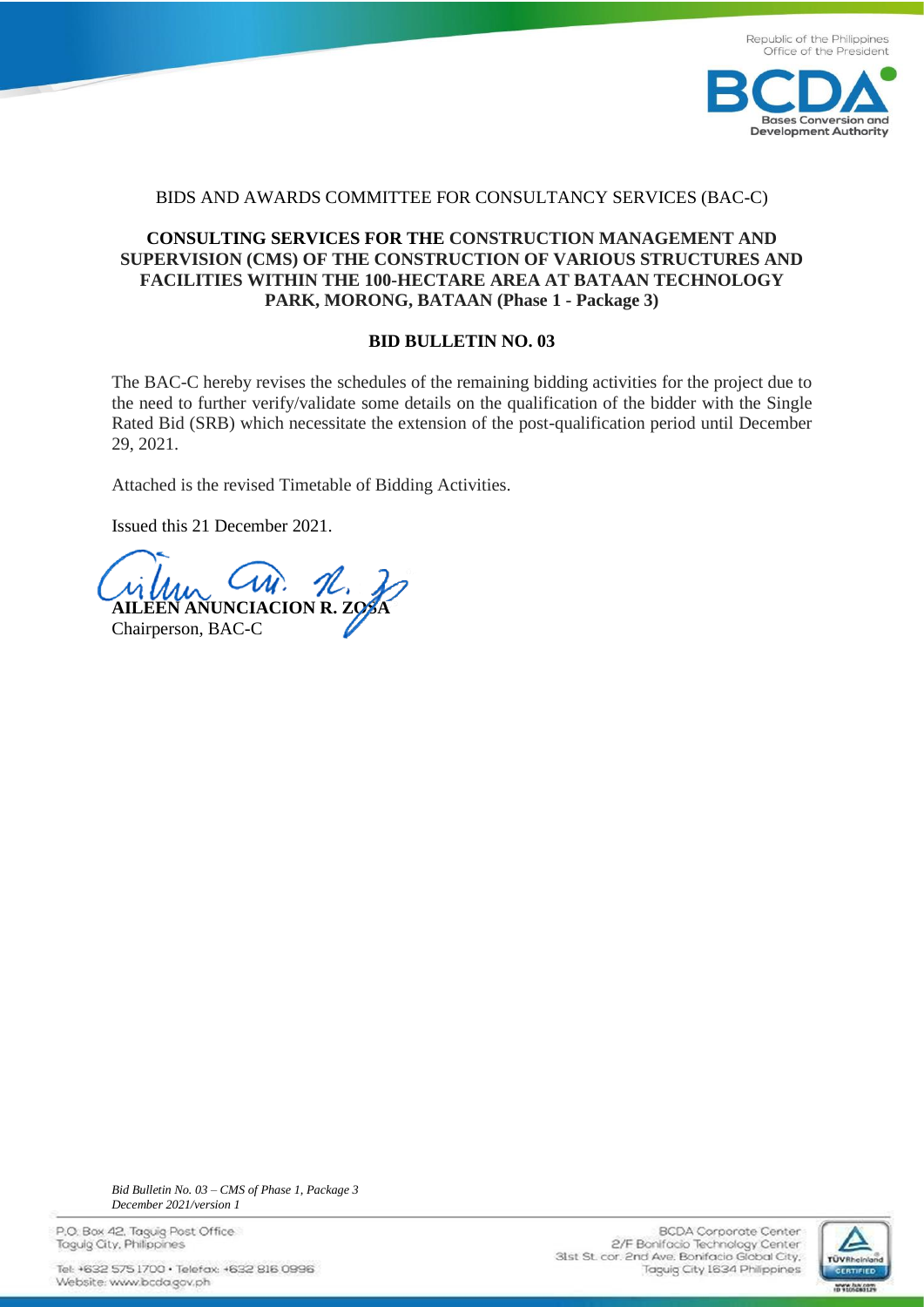BIDS AND AWARDS COMMITTEE FOR CONSULTANCY SERVICES (BAC-C)

**CONSULTING SERVICES FOR THE CONSTRUCTION MANAGEMENT AND SUPERVISION (CMS) OF THE CONSTRUCTION OF VARIOUS STRUCTURES AND FACILITIES WITHIN THE 100-HECTARE AREA AT BATAAN TECHNOLOGY PARK, MORONG, BATAAN (Phase 1 - Package 3)**

**BID BULLETIN NO. 03**

The BAC-C hereby revises the schedules of the remaining bidding activities for the project due to the need to further verify/validate some details on the qualification of the bidder with the Single Rated Bid (SRB) which necessitate the extension of the post-qualification period until December 29, 2021.

Attached is the revised Timetable of Bidding Activities.

Issued this 21 December 2021.

**AILEEN ANUNCIACION R. ZOSA**
Chairperson, BAC-C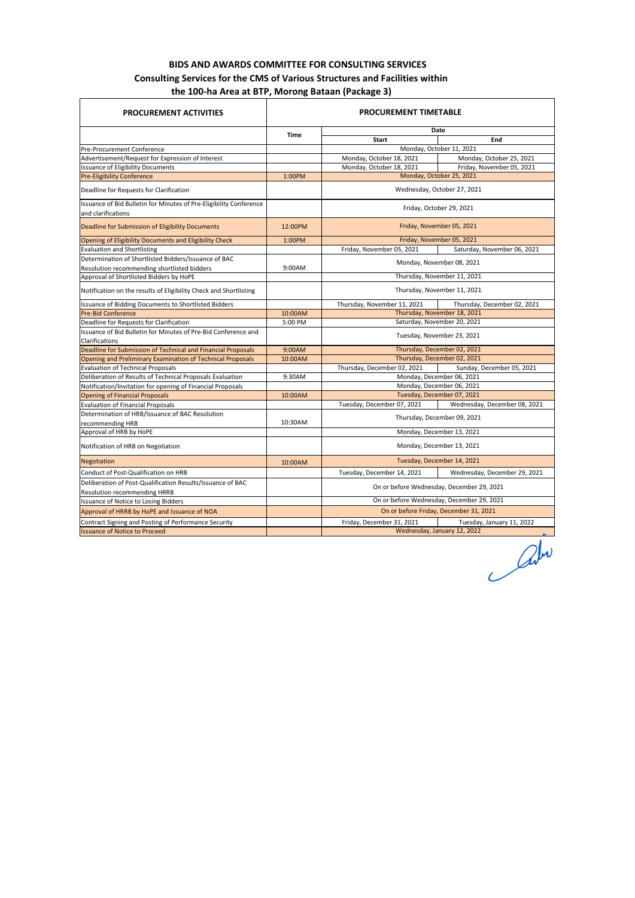## BIDS AND AWARDS COMMITTEE FOR CONSULTING SERVICES

## Consulting Services for the CMS of Various Structures and Facilities within the 100-ha Area at BTP, Morong Bataan (Package 3)

| PROCUREMENT ACTIVITIES | PROCUREMENT TIMETABLE | | |
|---|---|---|---|
| | Time | Date | |
| | | Start | End |
| Pre-Procurement Conference | | Monday, October 11, 2021 | |
| Advertisement/Request for Expression of Interest | | Monday, October 18, 2021 | Monday, October 25, 2021 |
| Issuance of Eligibility Documents | | Monday, October 18, 2021 | Friday, November 05, 2021 |
| Pre-Eligibility Conference | 1:00PM | Monday, October 25, 2021 | |
| Deadline for Requests for Clarification | | Wednesday, October 27, 2021 | |
| Issuance of Bid Bulletin for Minutes of Pre-Eligibility Conference and clarifications | | Friday, October 29, 2021 | |
| Deadline for Submission of Eligibility Documents | 12:00PM | Friday, November 05, 2021 | |
| Opening of Eligibility Documents and Eligibility Check | 1:00PM | Friday, November 05, 2021 | |
| Evaluation and Shortlisting | | Friday, November 05, 2021 | Saturday, November 06, 2021 |
| Determination of Shortlisted Bidders/Issuance of BAC Resolution recommending shortlisted bidders | 9:00AM | Monday, November 08, 2021 | |
| Approval of Shortlisted Bidders by HoPE | | Thursday, November 11, 2021 | |
| Notification on the results of Eligibility Check and Shortlisting | | Thursday, November 11, 2021 | |
| Issuance of Bidding Documents to Shortlisted Bidders | | Thursday, November 11, 2021 | Thursday, December 02, 2021 |
| Pre-Bid Conference | 10:00AM | Thursday, November 18, 2021 | |
| Deadline for Requests for Clarification | 5:00 PM | Saturday, November 20, 2021 | |
| Issuance of Bid Bulletin for Minutes of Pre-Bid Conference and Clarifications | | Tuesday, November 23, 2021 | |
| Deadline for Submission of Technical and Financial Proposals | 9:00AM | Thursday, December 02, 2021 | |
| Opening and Preliminary Examination of Technical Proposals | 10:00AM | Thursday, December 02, 2021 | |
| Evaluation of Technical Proposals | | Thursday, December 02, 2021 | Sunday, December 05, 2021 |
| Deliberation of Results of Technical Proposals Evaluation | 9:30AM | Monday, December 06, 2021 | |
| Notification/Invitation for opening of Financial Proposals | | Monday, December 06, 2021 | |
| Opening of Financial Proposals | 10:00AM | Tuesday, December 07, 2021 | |
| Evaluation of Financial Proposals | | Tuesday, December 07, 2021 | Wednesday, December 08, 2021 |
| Determination of HRB/Issuance of BAC Resolution recommending HRB | 10:30AM | Thursday, December 09, 2021 | |
| Approval of HRB by HoPE | | Monday, December 13, 2021 | |
| Notification of HRB on Negotiation | | Monday, December 13, 2021 | |
| Negotiation | 10:00AM | Tuesday, December 14, 2021 | |
| Conduct of Post-Qualification on HRB | | Tuesday, December 14, 2021 | Wednesday, December 29, 2021 |
| Deliberation of Post-Qualification Results/Issuance of BAC Resolution recommending HRRB | | On or before Wednesday, December 29, 2021 | |
| Issuance of Notice to Losing Bidders | | On or before Wednesday, December 29, 2021 | |
| Approval of HRRB by HoPE and Issuance of NOA | | On or before Friday, December 31, 2021 | |
| Contract Signing and Posting of Performance Security | | Friday, December 31, 2021 | Tuesday, January 11, 2022 |
| Issuance of Notice to Proceed | | Wednesday, January 12, 2022 | |